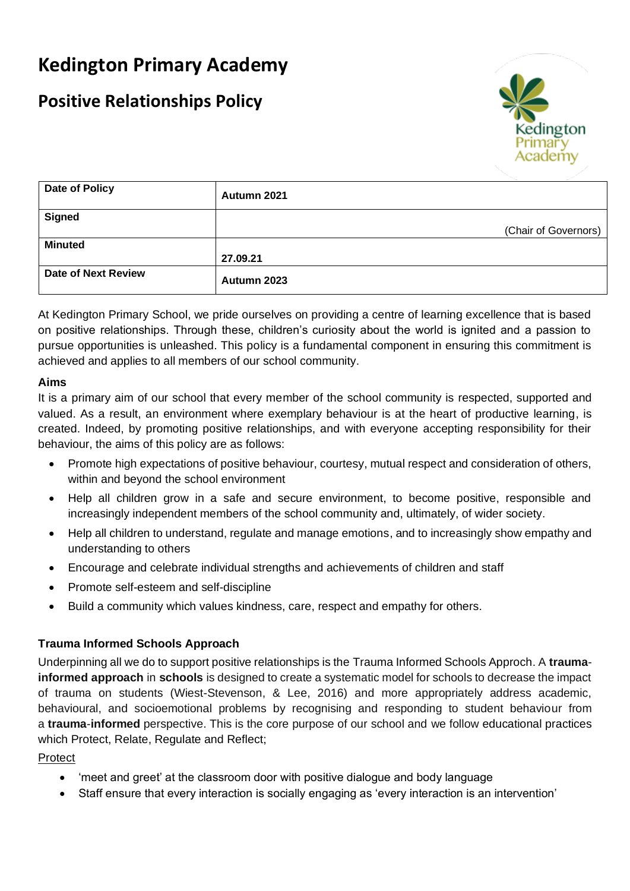# Kedington Primary Academy

## Positive Relationships Policy

| Date of Policy | Autumn 2021 |
|---|---|
| Signed | (Chair of Governors) |
| Minuted | 27.09.21 |
| Date of Next Review | Autumn 2023 |

At Kedington Primary School, we pride ourselves on providing a centre of learning excellence that is based on positive relationships. Through these, children's curiosity about the world is ignited and a passion to pursue opportunities is unleashed. This policy is a fundamental component in ensuring this commitment is achieved and applies to all members of our school community.

**Aims**

It is a primary aim of our school that every member of the school community is respected, supported and valued. As a result, an environment where exemplary behaviour is at the heart of productive learning, is created. Indeed, by promoting positive relationships, and with everyone accepting responsibility for their behaviour, the aims of this policy are as follows:

- Promote high expectations of positive behaviour, courtesy, mutual respect and consideration of others, within and beyond the school environment
- Help all children grow in a safe and secure environment, to become positive, responsible and increasingly independent members of the school community and, ultimately, of wider society.
- Help all children to understand, regulate and manage emotions, and to increasingly show empathy and understanding to others
- Encourage and celebrate individual strengths and achievements of children and staff
- Promote self-esteem and self-discipline
- Build a community which values kindness, care, respect and empathy for others.

**Trauma Informed Schools Approach**

Underpinning all we do to support positive relationships is the Trauma Informed Schools Approch. A **trauma-informed approach** in **schools** is designed to create a systematic model for schools to decrease the impact of trauma on students (Wiest-Stevenson, & Lee, 2016) and more appropriately address academic, behavioural, and socioemotional problems by recognising and responding to student behaviour from a **trauma**-**informed** perspective. This is the core purpose of our school and we follow educational practices which Protect, Relate, Regulate and Reflect;

Protect

- 'meet and greet' at the classroom door with positive dialogue and body language
- Staff ensure that every interaction is socially engaging as 'every interaction is an intervention'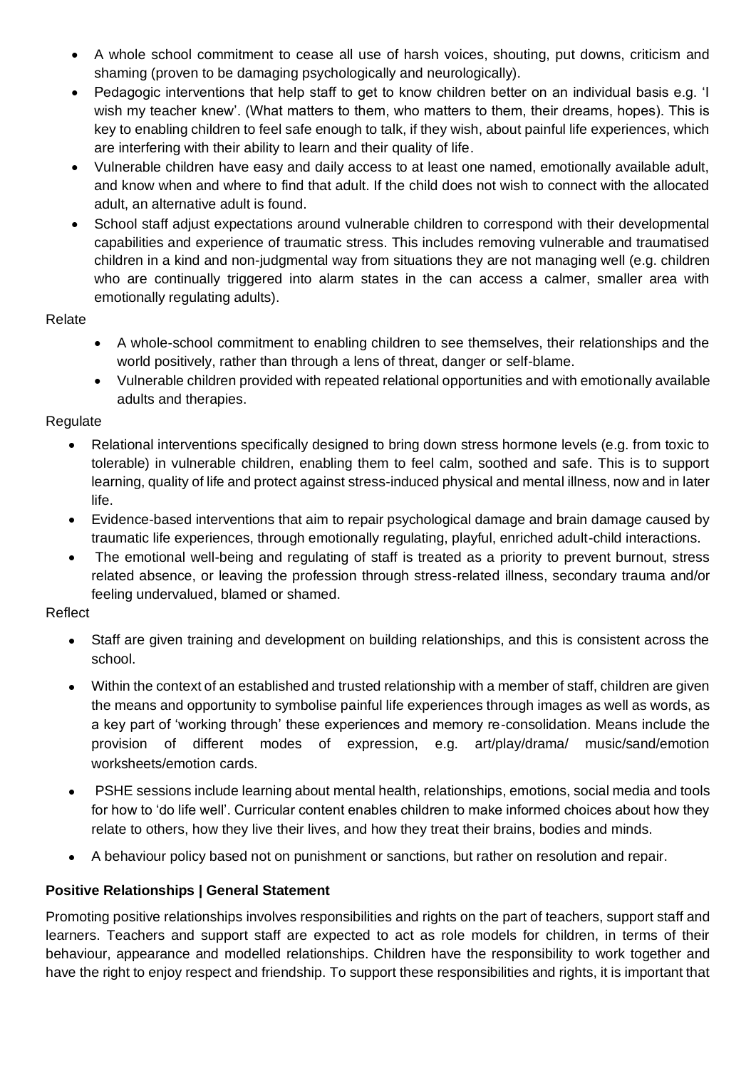- A whole school commitment to cease all use of harsh voices, shouting, put downs, criticism and shaming (proven to be damaging psychologically and neurologically).
- Pedagogic interventions that help staff to get to know children better on an individual basis e.g. 'I wish my teacher knew'. (What matters to them, who matters to them, their dreams, hopes). This is key to enabling children to feel safe enough to talk, if they wish, about painful life experiences, which are interfering with their ability to learn and their quality of life.
- Vulnerable children have easy and daily access to at least one named, emotionally available adult, and know when and where to find that adult. If the child does not wish to connect with the allocated adult, an alternative adult is found.
- School staff adjust expectations around vulnerable children to correspond with their developmental capabilities and experience of traumatic stress. This includes removing vulnerable and traumatised children in a kind and non-judgmental way from situations they are not managing well (e.g. children who are continually triggered into alarm states in the can access a calmer, smaller area with emotionally regulating adults).

Relate

- A whole-school commitment to enabling children to see themselves, their relationships and the world positively, rather than through a lens of threat, danger or self-blame.
- Vulnerable children provided with repeated relational opportunities and with emotionally available adults and therapies.

Regulate

- Relational interventions specifically designed to bring down stress hormone levels (e.g. from toxic to tolerable) in vulnerable children, enabling them to feel calm, soothed and safe. This is to support learning, quality of life and protect against stress-induced physical and mental illness, now and in later life.
- Evidence-based interventions that aim to repair psychological damage and brain damage caused by traumatic life experiences, through emotionally regulating, playful, enriched adult-child interactions.
- The emotional well-being and regulating of staff is treated as a priority to prevent burnout, stress related absence, or leaving the profession through stress-related illness, secondary trauma and/or feeling undervalued, blamed or shamed.

Reflect

- Staff are given training and development on building relationships, and this is consistent across the school.
- Within the context of an established and trusted relationship with a member of staff, children are given the means and opportunity to symbolise painful life experiences through images as well as words, as a key part of 'working through' these experiences and memory re-consolidation. Means include the provision of different modes of expression, e.g. art/play/drama/ music/sand/emotion worksheets/emotion cards.
- PSHE sessions include learning about mental health, relationships, emotions, social media and tools for how to 'do life well'. Curricular content enables children to make informed choices about how they relate to others, how they live their lives, and how they treat their brains, bodies and minds.
- A behaviour policy based not on punishment or sanctions, but rather on resolution and repair.

**Positive Relationships | General Statement**

Promoting positive relationships involves responsibilities and rights on the part of teachers, support staff and learners. Teachers and support staff are expected to act as role models for children, in terms of their behaviour, appearance and modelled relationships. Children have the responsibility to work together and have the right to enjoy respect and friendship. To support these responsibilities and rights, it is important that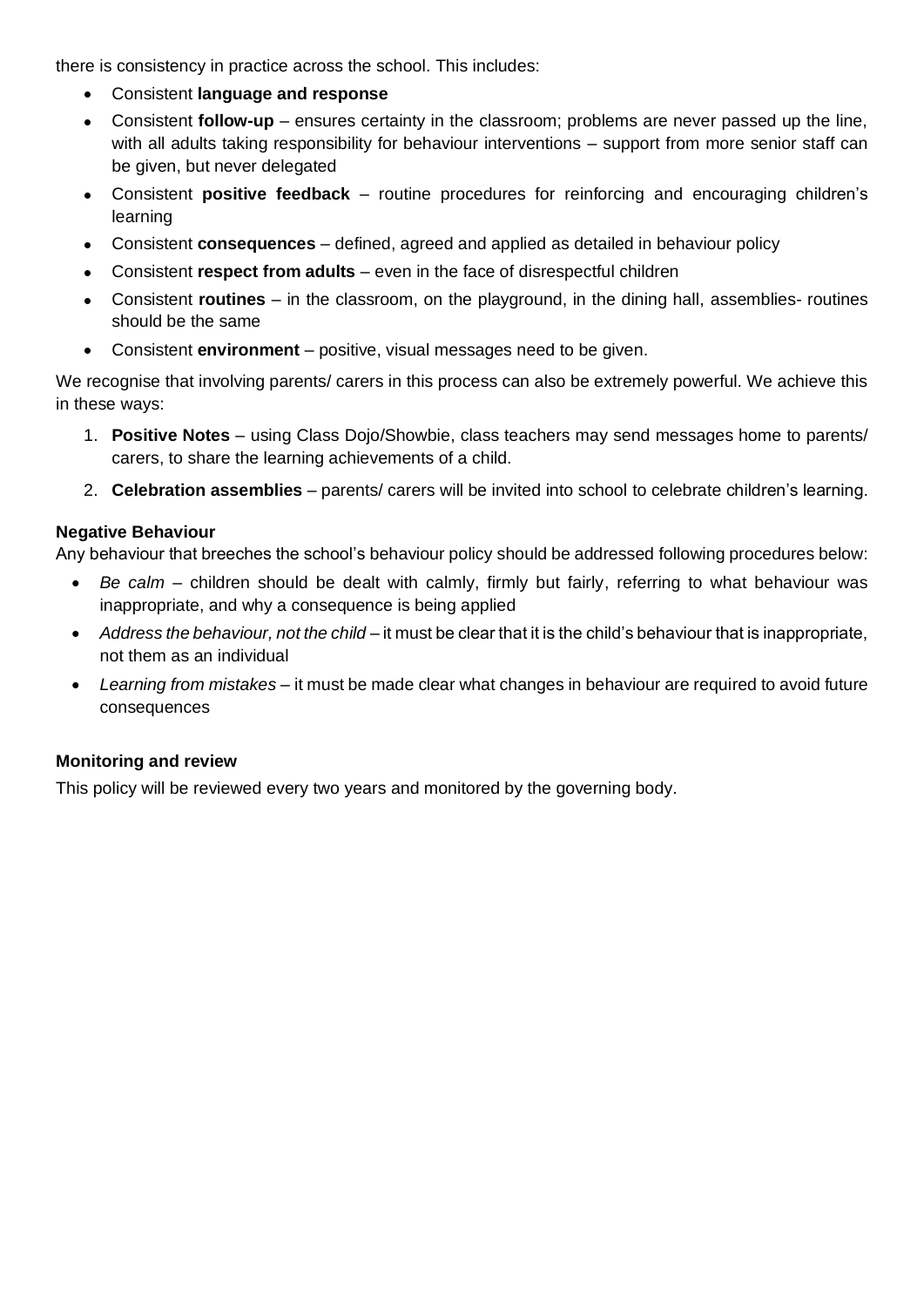there is consistency in practice across the school. This includes:

- Consistent **language and response**
- Consistent **follow-up** – ensures certainty in the classroom; problems are never passed up the line, with all adults taking responsibility for behaviour interventions – support from more senior staff can be given, but never delegated
- Consistent **positive feedback** – routine procedures for reinforcing and encouraging children's learning
- Consistent **consequences** – defined, agreed and applied as detailed in behaviour policy
- Consistent **respect from adults** – even in the face of disrespectful children
- Consistent **routines** – in the classroom, on the playground, in the dining hall, assemblies- routines should be the same
- Consistent **environment** – positive, visual messages need to be given.

We recognise that involving parents/ carers in this process can also be extremely powerful. We achieve this in these ways:

1. **Positive Notes** – using Class Dojo/Showbie, class teachers may send messages home to parents/ carers, to share the learning achievements of a child.
2. **Celebration assemblies** – parents/ carers will be invited into school to celebrate children's learning.

**Negative Behaviour**

Any behaviour that breeches the school's behaviour policy should be addressed following procedures below:

- *Be calm* – children should be dealt with calmly, firmly but fairly, referring to what behaviour was inappropriate, and why a consequence is being applied
- *Address the behaviour, not the child* – it must be clear that it is the child's behaviour that is inappropriate, not them as an individual
- *Learning from mistakes* – it must be made clear what changes in behaviour are required to avoid future consequences

**Monitoring and review**

This policy will be reviewed every two years and monitored by the governing body.